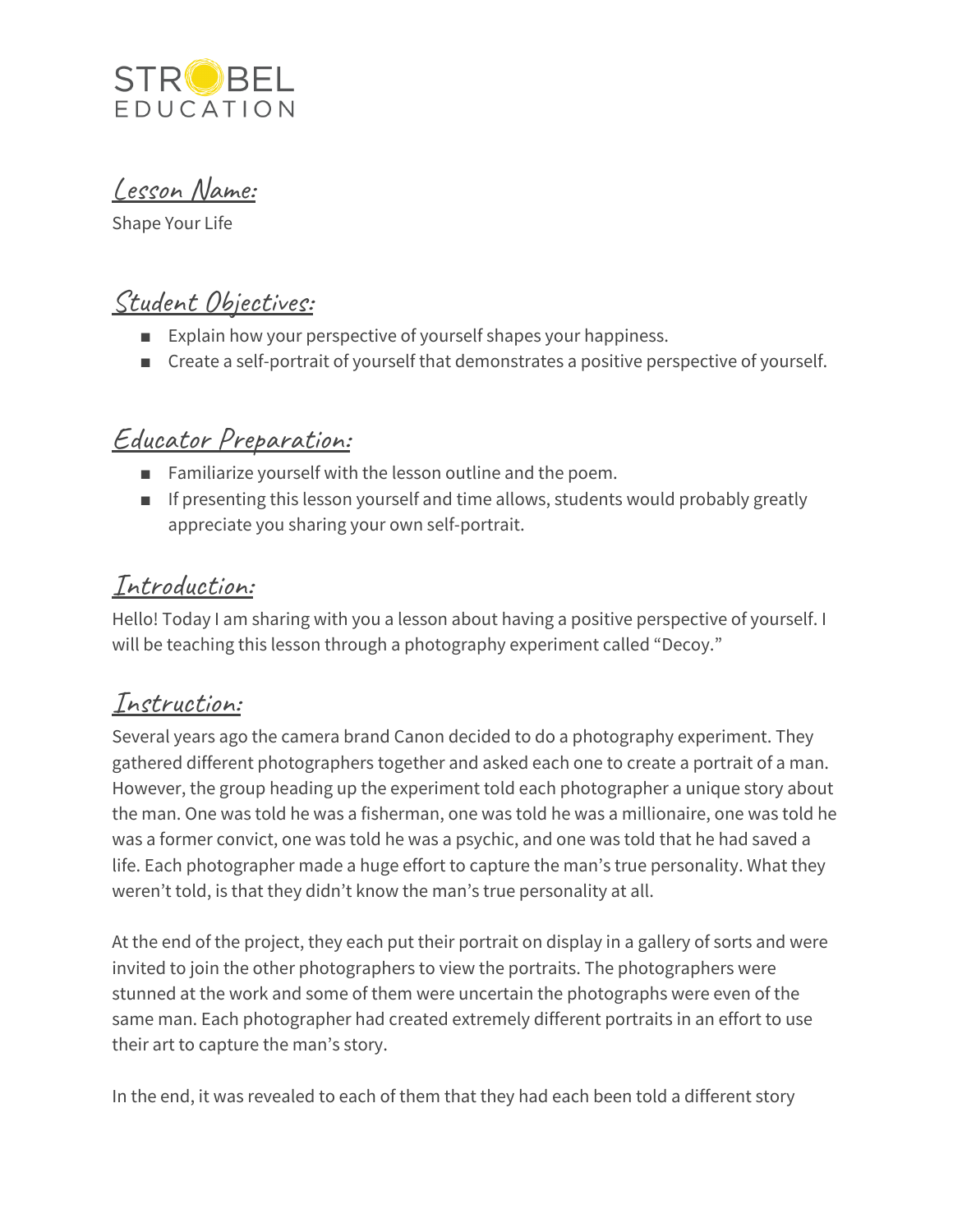STROBEL EDUCATION

## Lesson Name:

Shape Your Life

## Student Objectives:

- Explain how your perspective of yourself shapes your happiness.
- Create a self-portrait of yourself that demonstrates a positive perspective of yourself.

## Educator Preparation:

- Familiarize yourself with the lesson outline and the poem.
- If presenting this lesson yourself and time allows, students would probably greatly appreciate you sharing your own self-portrait.

## Introduction:

Hello! Today I am sharing with you a lesson about having a positive perspective of yourself. I will be teaching this lesson through a photography experiment called "Decoy."

## Instruction:

Several years ago the camera brand Canon decided to do a photography experiment. They gathered different photographers together and asked each one to create a portrait of a man. However, the group heading up the experiment told each photographer a unique story about the man. One was told he was a fisherman, one was told he was a millionaire, one was told he was a former convict, one was told he was a psychic, and one was told that he had saved a life. Each photographer made a huge effort to capture the man's true personality. What they weren't told, is that they didn't know the man's true personality at all.

At the end of the project, they each put their portrait on display in a gallery of sorts and were invited to join the other photographers to view the portraits. The photographers were stunned at the work and some of them were uncertain the photographs were even of the same man. Each photographer had created extremely different portraits in an effort to use their art to capture the man's story.

In the end, it was revealed to each of them that they had each been told a different story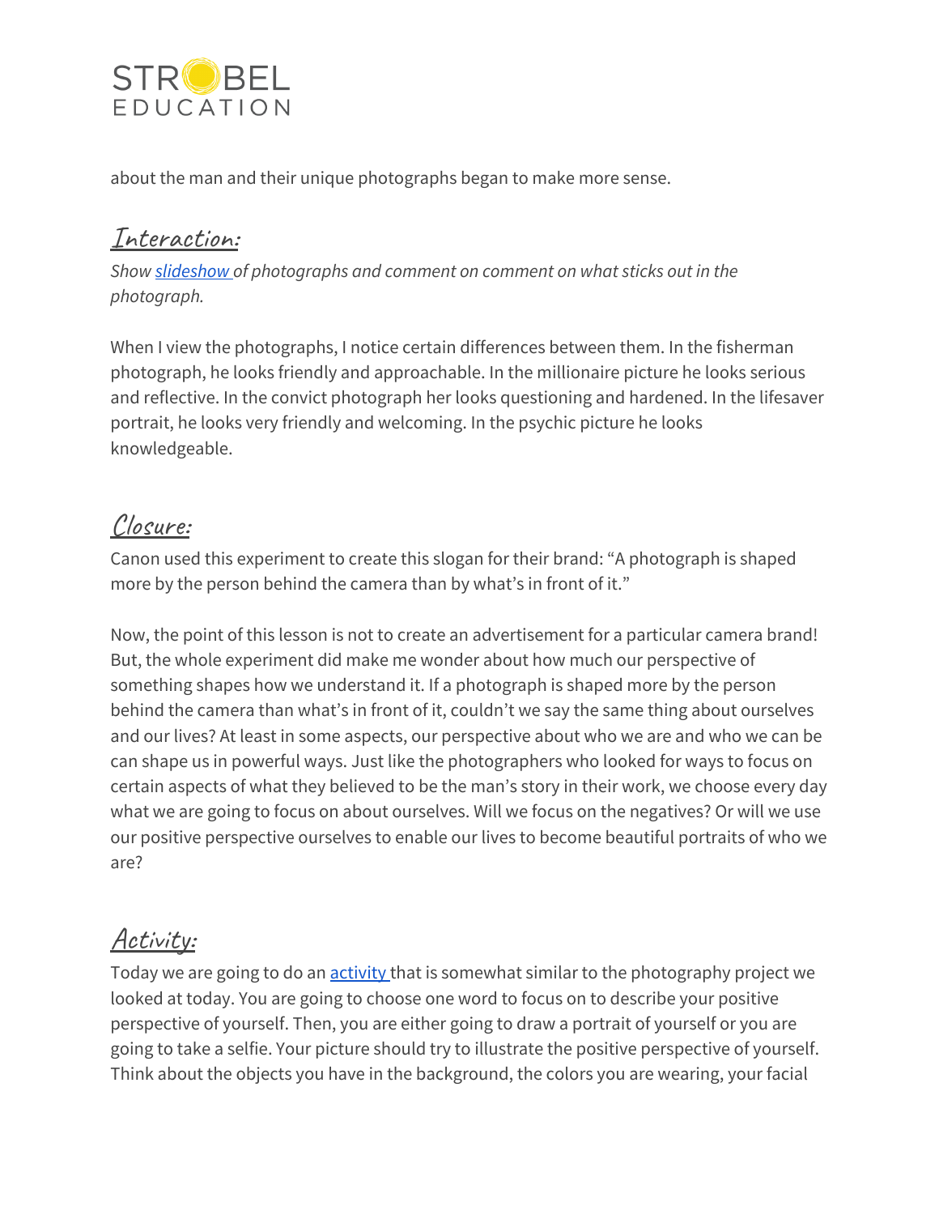about the man and their unique photographs began to make more sense.

## Interaction:

*Show slideshow of photographs and comment on comment on what sticks out in the photograph.*

When I view the photographs, I notice certain differences between them. In the fisherman photograph, he looks friendly and approachable. In the millionaire picture he looks serious and reflective. In the convict photograph her looks questioning and hardened. In the lifesaver portrait, he looks very friendly and welcoming. In the psychic picture he looks knowledgeable.

## Closure:

Canon used this experiment to create this slogan for their brand: "A photograph is shaped more by the person behind the camera than by what's in front of it."

Now, the point of this lesson is not to create an advertisement for a particular camera brand! But, the whole experiment did make me wonder about how much our perspective of something shapes how we understand it. If a photograph is shaped more by the person behind the camera than what's in front of it, couldn't we say the same thing about ourselves and our lives? At least in some aspects, our perspective about who we are and who we can be can shape us in powerful ways. Just like the photographers who looked for ways to focus on certain aspects of what they believed to be the man's story in their work, we choose every day what we are going to focus on about ourselves. Will we focus on the negatives? Or will we use our positive perspective ourselves to enable our lives to become beautiful portraits of who we are?

## Activity:

Today we are going to do an activity that is somewhat similar to the photography project we looked at today. You are going to choose one word to focus on to describe your positive perspective of yourself. Then, you are either going to draw a portrait of yourself or you are going to take a selfie. Your picture should try to illustrate the positive perspective of yourself. Think about the objects you have in the background, the colors you are wearing, your facial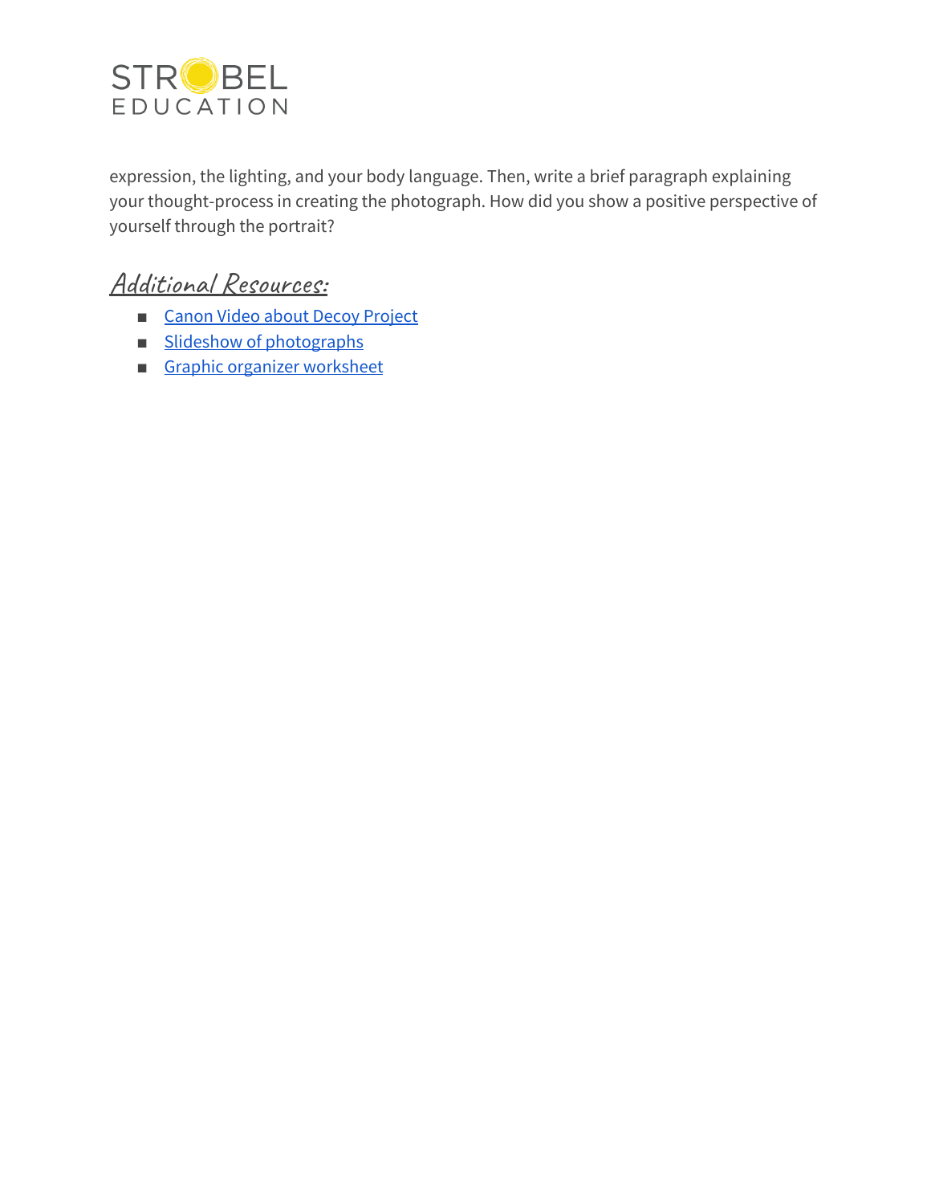expression, the lighting, and your body language. Then, write a brief paragraph explaining your thought-process in creating the photograph. How did you show a positive perspective of yourself through the portrait?

## Additional Resources:

- Canon Video about Decoy Project
- Slideshow of photographs
- Graphic organizer worksheet